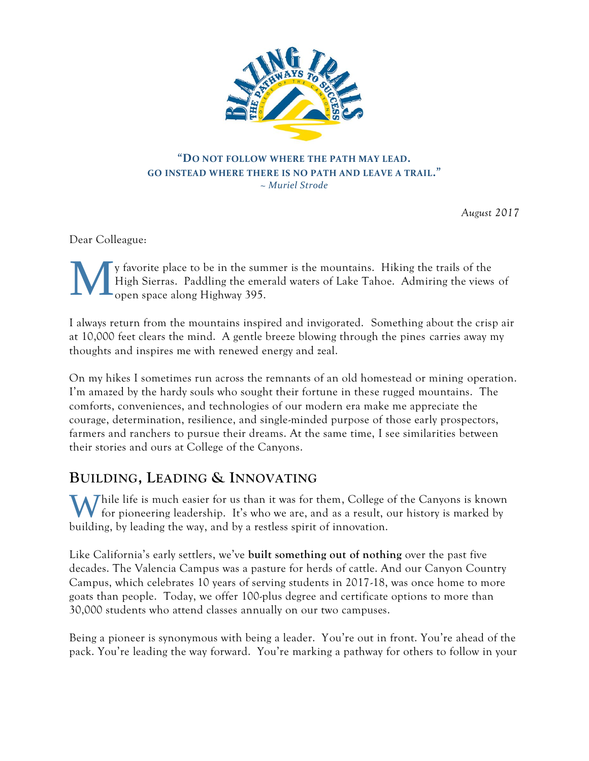**"DO NOT FOLLOW WHERE THE PATH MAY LEAD.**
**GO INSTEAD WHERE THERE IS NO PATH AND LEAVE A TRAIL."**
*~ Muriel Strode*

*August 2017*

Dear Colleague:

My favorite place to be in the summer is the mountains. Hiking the trails of the High Sierras. Paddling the emerald waters of Lake Tahoe. Admiring the views of open space along Highway 395.

I always return from the mountains inspired and invigorated. Something about the crisp air at 10,000 feet clears the mind. A gentle breeze blowing through the pines carries away my thoughts and inspires me with renewed energy and zeal.

On my hikes I sometimes run across the remnants of an old homestead or mining operation. I'm amazed by the hardy souls who sought their fortune in these rugged mountains. The comforts, conveniences, and technologies of our modern era make me appreciate the courage, determination, resilience, and single-minded purpose of those early prospectors, farmers and ranchers to pursue their dreams. At the same time, I see similarities between their stories and ours at College of the Canyons.

## BUILDING, LEADING & INNOVATING

While life is much easier for us than it was for them, College of the Canyons is known for pioneering leadership. It's who we are, and as a result, our history is marked by building, by leading the way, and by a restless spirit of innovation.

Like California's early settlers, we've **built something out of nothing** over the past five decades. The Valencia Campus was a pasture for herds of cattle. And our Canyon Country Campus, which celebrates 10 years of serving students in 2017-18, was once home to more goats than people. Today, we offer 100-plus degree and certificate options to more than 30,000 students who attend classes annually on our two campuses.

Being a pioneer is synonymous with being a leader. You're out in front. You're ahead of the pack. You're leading the way forward. You're marking a pathway for others to follow in your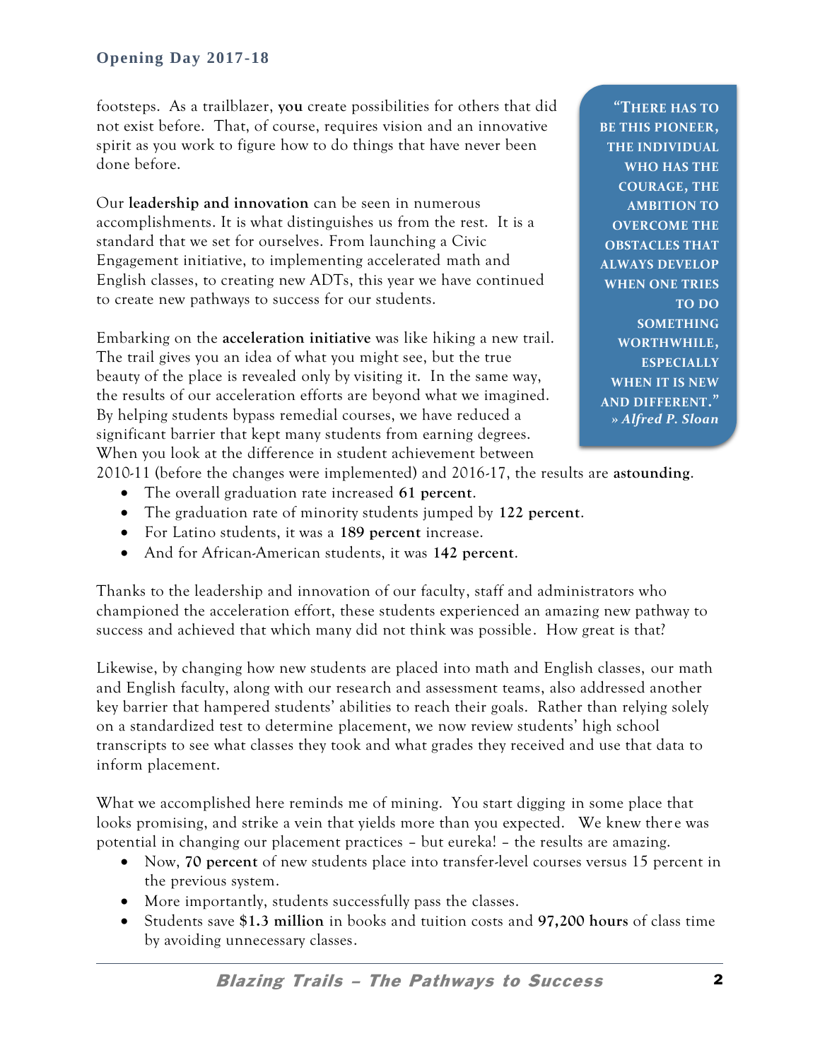footsteps. As a trailblazer, **you** create possibilities for others that did not exist before. That, of course, requires vision and an innovative spirit as you work to figure how to do things that have never been done before.

> **"THERE HAS TO BE THIS PIONEER, THE INDIVIDUAL WHO HAS THE COURAGE, THE AMBITION TO OVERCOME THE OBSTACLES THAT ALWAYS DEVELOP WHEN ONE TRIES TO DO SOMETHING WORTHWHILE, ESPECIALLY WHEN IT IS NEW AND DIFFERENT."**
> ***» Alfred P. Sloan***

Our **leadership and innovation** can be seen in numerous accomplishments. It is what distinguishes us from the rest. It is a standard that we set for ourselves. From launching a Civic Engagement initiative, to implementing accelerated math and English classes, to creating new ADTs, this year we have continued to create new pathways to success for our students.

Embarking on the **acceleration initiative** was like hiking a new trail. The trail gives you an idea of what you might see, but the true beauty of the place is revealed only by visiting it. In the same way, the results of our acceleration efforts are beyond what we imagined. By helping students bypass remedial courses, we have reduced a significant barrier that kept many students from earning degrees. When you look at the difference in student achievement between 2010-11 (before the changes were implemented) and 2016-17, the results are **astounding**.

- The overall graduation rate increased **61 percent**.
- The graduation rate of minority students jumped by **122 percent**.
- For Latino students, it was a **189 percent** increase.
- And for African-American students, it was **142 percent**.

Thanks to the leadership and innovation of our faculty, staff and administrators who championed the acceleration effort, these students experienced an amazing new pathway to success and achieved that which many did not think was possible. How great is that?

Likewise, by changing how new students are placed into math and English classes, our math and English faculty, along with our research and assessment teams, also addressed another key barrier that hampered students' abilities to reach their goals. Rather than relying solely on a standardized test to determine placement, we now review students' high school transcripts to see what classes they took and what grades they received and use that data to inform placement.

What we accomplished here reminds me of mining. You start digging in some place that looks promising, and strike a vein that yields more than you expected. We knew there was potential in changing our placement practices – but eureka! – the results are amazing.

- Now, **70 percent** of new students place into transfer-level courses versus 15 percent in the previous system.
- More importantly, students successfully pass the classes.
- Students save **$1.3 million** in books and tuition costs and **97,200 hours** of class time by avoiding unnecessary classes.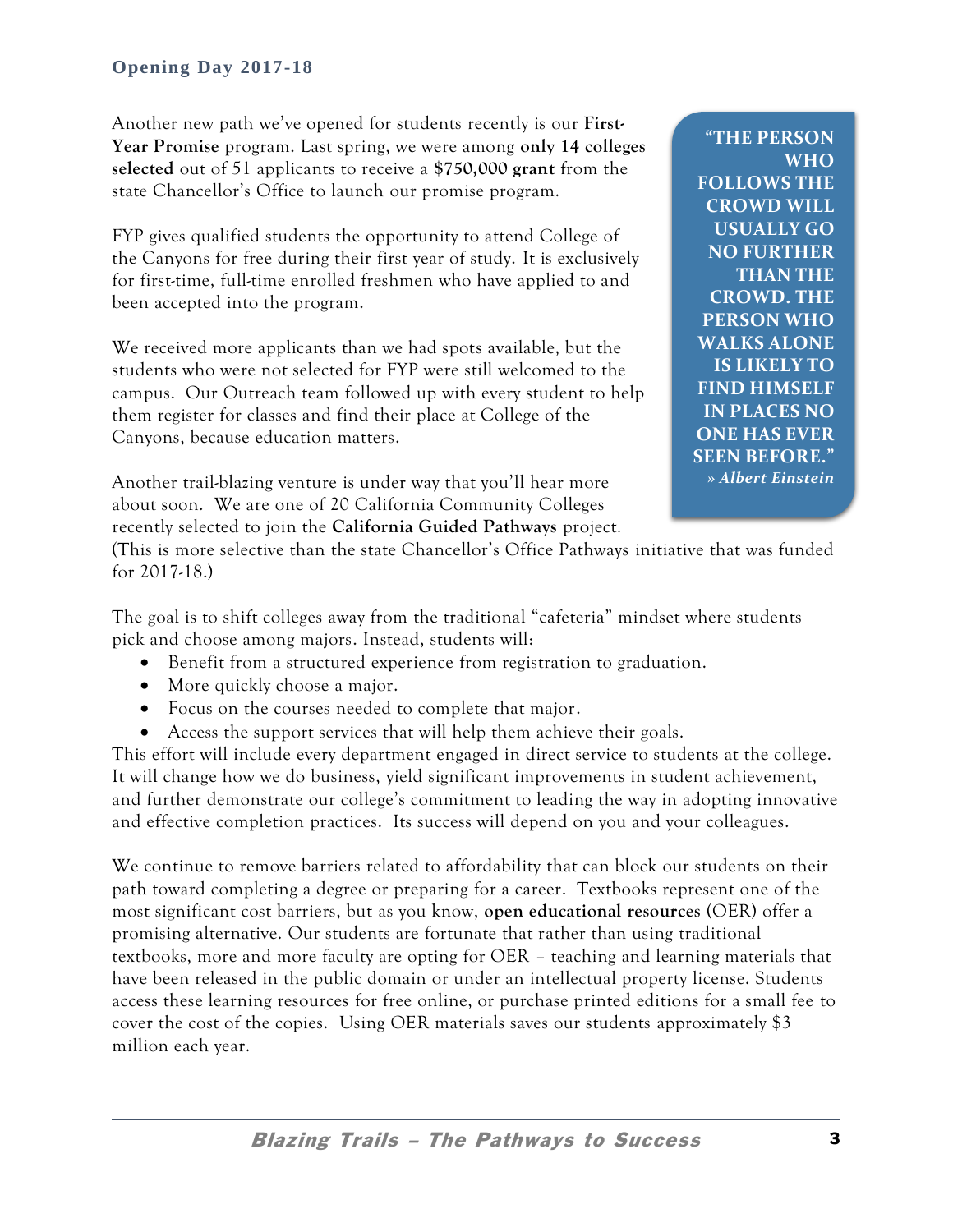Another new path we've opened for students recently is our **First-Year Promise** program. Last spring, we were among **only 14 colleges selected** out of 51 applicants to receive a **$750,000 grant** from the state Chancellor's Office to launch our promise program.

FYP gives qualified students the opportunity to attend College of the Canyons for free during their first year of study. It is exclusively for first-time, full-time enrolled freshmen who have applied to and been accepted into the program.

We received more applicants than we had spots available, but the students who were not selected for FYP were still welcomed to the campus. Our Outreach team followed up with every student to help them register for classes and find their place at College of the Canyons, because education matters.

> **"THE PERSON WHO FOLLOWS THE CROWD WILL USUALLY GO NO FURTHER THAN THE CROWD. THE PERSON WHO WALKS ALONE IS LIKELY TO FIND HIMSELF IN PLACES NO ONE HAS EVER SEEN BEFORE."**
> ***» Albert Einstein***

Another trail-blazing venture is under way that you'll hear more about soon. We are one of 20 California Community Colleges recently selected to join the **California Guided Pathways** project. (This is more selective than the state Chancellor's Office Pathways initiative that was funded for 2017-18.)

The goal is to shift colleges away from the traditional "cafeteria" mindset where students pick and choose among majors. Instead, students will:

- Benefit from a structured experience from registration to graduation.
- More quickly choose a major.
- Focus on the courses needed to complete that major.
- Access the support services that will help them achieve their goals.

This effort will include every department engaged in direct service to students at the college. It will change how we do business, yield significant improvements in student achievement, and further demonstrate our college's commitment to leading the way in adopting innovative and effective completion practices. Its success will depend on you and your colleagues.

We continue to remove barriers related to affordability that can block our students on their path toward completing a degree or preparing for a career. Textbooks represent one of the most significant cost barriers, but as you know, **open educational resources** (OER) offer a promising alternative. Our students are fortunate that rather than using traditional textbooks, more and more faculty are opting for OER – teaching and learning materials that have been released in the public domain or under an intellectual property license. Students access these learning resources for free online, or purchase printed editions for a small fee to cover the cost of the copies. Using OER materials saves our students approximately $3 million each year.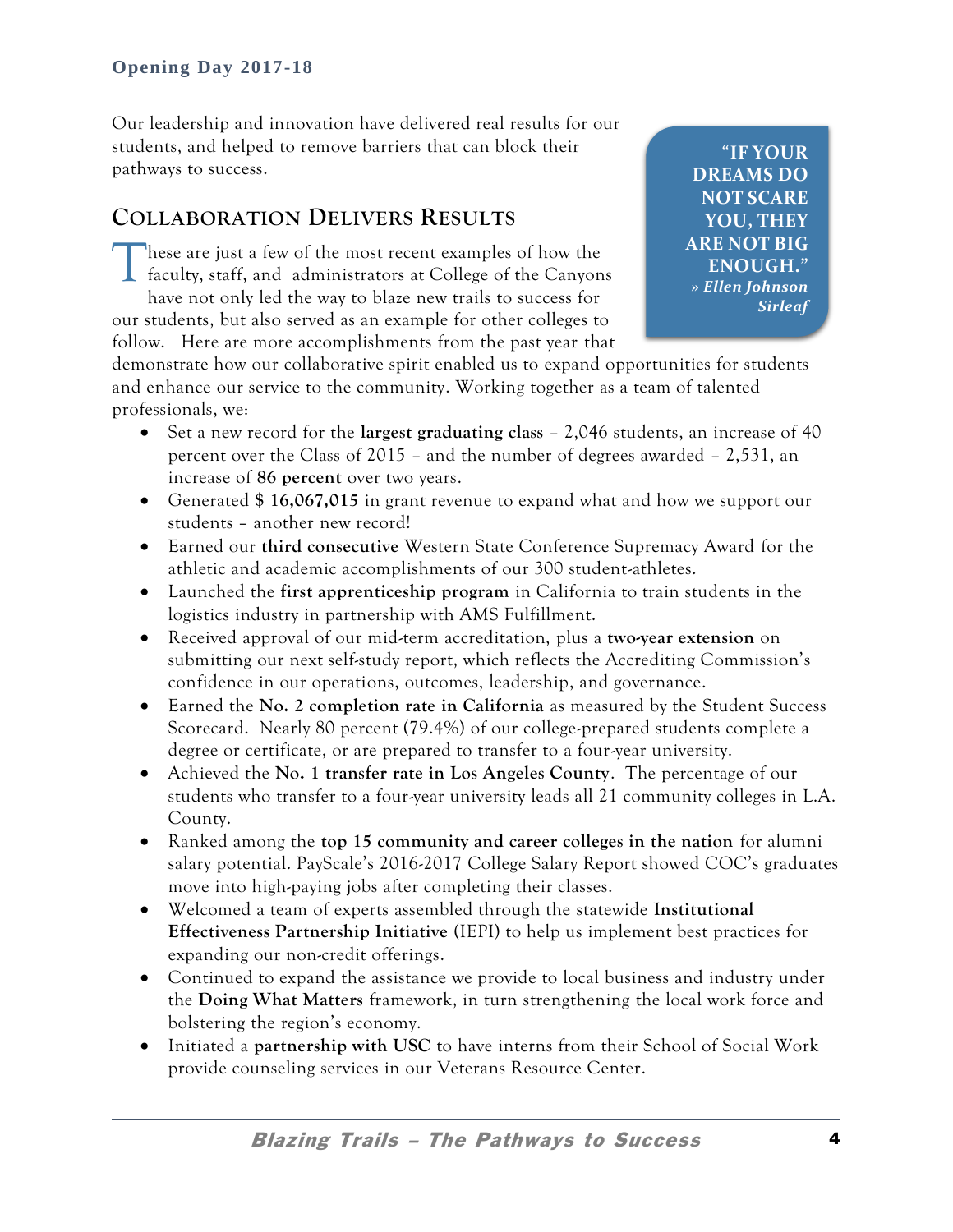Our leadership and innovation have delivered real results for our students, and helped to remove barriers that can block their pathways to success.

> **"IF YOUR DREAMS DO NOT SCARE YOU, THEY ARE NOT BIG ENOUGH."**
> *» Ellen Johnson Sirleaf*

## Collaboration Delivers Results

These are just a few of the most recent examples of how the faculty, staff, and administrators at College of the Canyons have not only led the way to blaze new trails to success for our students, but also served as an example for other colleges to follow. Here are more accomplishments from the past year that demonstrate how our collaborative spirit enabled us to expand opportunities for students and enhance our service to the community. Working together as a team of talented professionals, we:

- Set a new record for the **largest graduating class** – 2,046 students, an increase of 40 percent over the Class of 2015 – and the number of degrees awarded – 2,531, an increase of **86 percent** over two years.
- Generated **$ 16,067,015** in grant revenue to expand what and how we support our students – another new record!
- Earned our **third consecutive** Western State Conference Supremacy Award for the athletic and academic accomplishments of our 300 student-athletes.
- Launched the **first apprenticeship program** in California to train students in the logistics industry in partnership with AMS Fulfillment.
- Received approval of our mid-term accreditation, plus a **two-year extension** on submitting our next self-study report, which reflects the Accrediting Commission's confidence in our operations, outcomes, leadership, and governance.
- Earned the **No. 2 completion rate in California** as measured by the Student Success Scorecard. Nearly 80 percent (79.4%) of our college-prepared students complete a degree or certificate, or are prepared to transfer to a four-year university.
- Achieved the **No. 1 transfer rate in Los Angeles County**. The percentage of our students who transfer to a four-year university leads all 21 community colleges in L.A. County.
- Ranked among the **top 15 community and career colleges in the nation** for alumni salary potential. PayScale's 2016-2017 College Salary Report showed COC's graduates move into high-paying jobs after completing their classes.
- Welcomed a team of experts assembled through the statewide **Institutional Effectiveness Partnership Initiative** (IEPI) to help us implement best practices for expanding our non-credit offerings.
- Continued to expand the assistance we provide to local business and industry under the **Doing What Matters** framework, in turn strengthening the local work force and bolstering the region's economy.
- Initiated a **partnership with USC** to have interns from their School of Social Work provide counseling services in our Veterans Resource Center.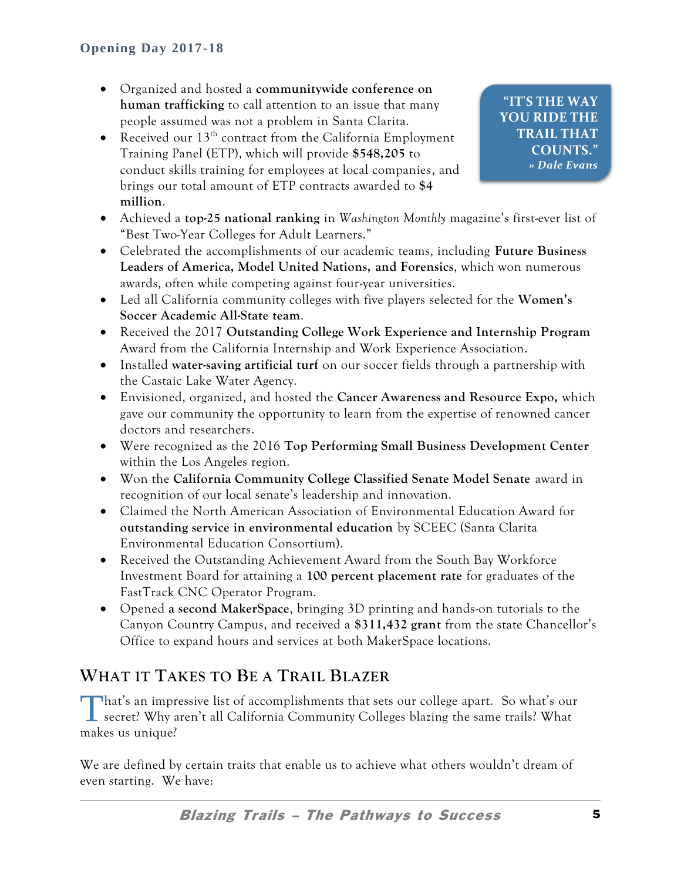- Organized and hosted a **communitywide conference on human trafficking** to call attention to an issue that many people assumed was not a problem in Santa Clarita.
- Received our 13th contract from the California Employment Training Panel (ETP), which will provide **$548,205** to conduct skills training for employees at local companies, and brings our total amount of ETP contracts awarded to **$4 million**.

> **"IT'S THE WAY YOU RIDE THE TRAIL THAT COUNTS."**
> ***» Dale Evans***

- Achieved a **top-25 national ranking** in *Washington Monthly* magazine's first-ever list of "Best Two-Year Colleges for Adult Learners."
- Celebrated the accomplishments of our academic teams, including **Future Business Leaders of America, Model United Nations, and Forensics**, which won numerous awards, often while competing against four-year universities.
- Led all California community colleges with five players selected for the **Women's Soccer Academic All-State team**.
- Received the 2017 **Outstanding College Work Experience and Internship Program** Award from the California Internship and Work Experience Association.
- Installed **water-saving artificial turf** on our soccer fields through a partnership with the Castaic Lake Water Agency.
- Envisioned, organized, and hosted the **Cancer Awareness and Resource Expo,** which gave our community the opportunity to learn from the expertise of renowned cancer doctors and researchers.
- Were recognized as the 2016 **Top Performing Small Business Development Center** within the Los Angeles region.
- Won the **California Community College Classified Senate Model Senate** award in recognition of our local senate's leadership and innovation.
- Claimed the North American Association of Environmental Education Award for **outstanding service in environmental education** by SCEEC (Santa Clarita Environmental Education Consortium).
- Received the Outstanding Achievement Award from the South Bay Workforce Investment Board for attaining a **100 percent placement rate** for graduates of the FastTrack CNC Operator Program.
- Opened **a second MakerSpace**, bringing 3D printing and hands-on tutorials to the Canyon Country Campus, and received a **$311,432 grant** from the state Chancellor's Office to expand hours and services at both MakerSpace locations.

## What it Takes to Be a Trail Blazer

That's an impressive list of accomplishments that sets our college apart. So what's our secret? Why aren't all California Community Colleges blazing the same trails? What makes us unique?

We are defined by certain traits that enable us to achieve what others wouldn't dream of even starting. We have: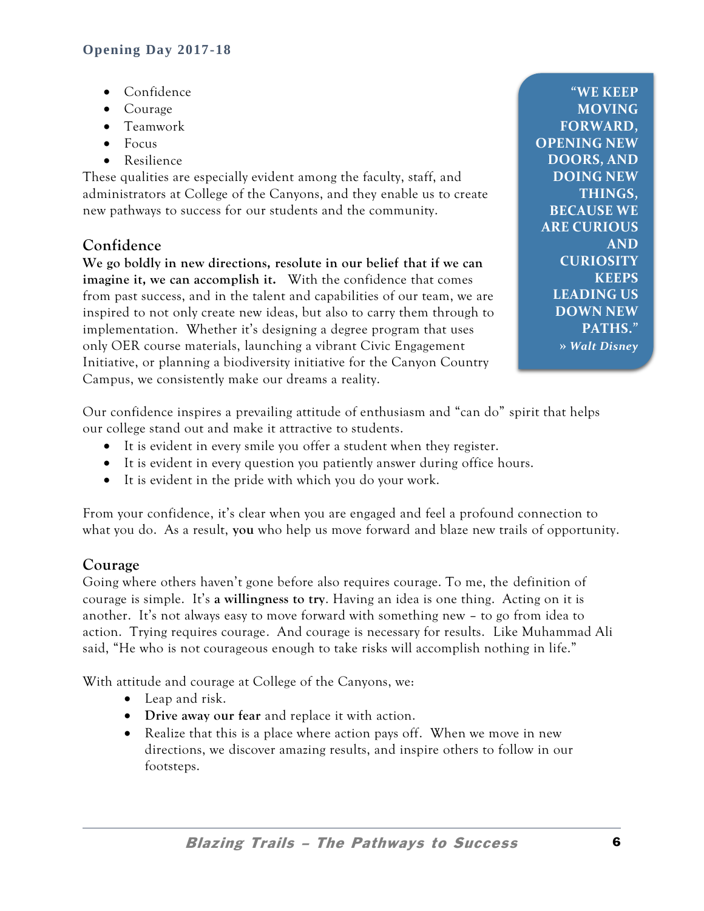- Confidence
- Courage
- Teamwork
- Focus
- Resilience

These qualities are especially evident among the faculty, staff, and administrators at College of the Canyons, and they enable us to create new pathways to success for our students and the community.

> **"WE KEEP MOVING FORWARD, OPENING NEW DOORS, AND DOING NEW THINGS, BECAUSE WE ARE CURIOUS AND CURIOSITY KEEPS LEADING US DOWN NEW PATHS."**
> ***» Walt Disney***

## Confidence

**We go boldly in new directions, resolute in our belief that if we can imagine it, we can accomplish it.** With the confidence that comes from past success, and in the talent and capabilities of our team, we are inspired to not only create new ideas, but also to carry them through to implementation. Whether it's designing a degree program that uses only OER course materials, launching a vibrant Civic Engagement Initiative, or planning a biodiversity initiative for the Canyon Country Campus, we consistently make our dreams a reality.

Our confidence inspires a prevailing attitude of enthusiasm and "can do" spirit that helps our college stand out and make it attractive to students.

- It is evident in every smile you offer a student when they register.
- It is evident in every question you patiently answer during office hours.
- It is evident in the pride with which you do your work.

From your confidence, it's clear when you are engaged and feel a profound connection to what you do. As a result, **you** who help us move forward and blaze new trails of opportunity.

## Courage

Going where others haven't gone before also requires courage. To me, the definition of courage is simple. It's **a willingness to try**. Having an idea is one thing. Acting on it is another. It's not always easy to move forward with something new – to go from idea to action. Trying requires courage. And courage is necessary for results. Like Muhammad Ali said, "He who is not courageous enough to take risks will accomplish nothing in life."

With attitude and courage at College of the Canyons, we:

- Leap and risk.
- **Drive away our fear** and replace it with action.
- Realize that this is a place where action pays off. When we move in new directions, we discover amazing results, and inspire others to follow in our footsteps.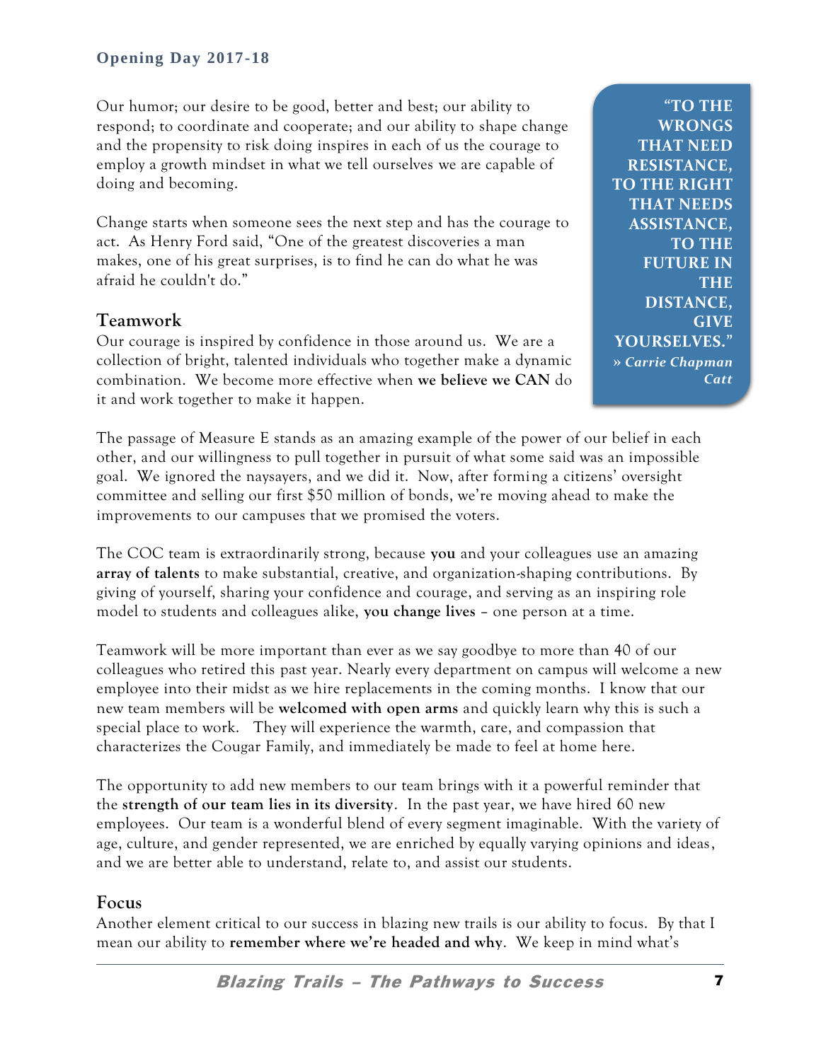Our humor; our desire to be good, better and best; our ability to respond; to coordinate and cooperate; and our ability to shape change and the propensity to risk doing inspires in each of us the courage to employ a growth mindset in what we tell ourselves we are capable of doing and becoming.

Change starts when someone sees the next step and has the courage to act. As Henry Ford said, "One of the greatest discoveries a man makes, one of his great surprises, is to find he can do what he was afraid he couldn't do."

> **"TO THE WRONGS THAT NEED RESISTANCE, TO THE RIGHT THAT NEEDS ASSISTANCE, TO THE FUTURE IN THE DISTANCE, GIVE YOURSELVES."**
> ***» Carrie Chapman Catt***

## Teamwork

Our courage is inspired by confidence in those around us. We are a collection of bright, talented individuals who together make a dynamic combination. We become more effective when **we believe we CAN** do it and work together to make it happen.

The passage of Measure E stands as an amazing example of the power of our belief in each other, and our willingness to pull together in pursuit of what some said was an impossible goal. We ignored the naysayers, and we did it. Now, after forming a citizens' oversight committee and selling our first $50 million of bonds, we're moving ahead to make the improvements to our campuses that we promised the voters.

The COC team is extraordinarily strong, because **you** and your colleagues use an amazing **array of talents** to make substantial, creative, and organization-shaping contributions. By giving of yourself, sharing your confidence and courage, and serving as an inspiring role model to students and colleagues alike, **you change lives** – one person at a time.

Teamwork will be more important than ever as we say goodbye to more than 40 of our colleagues who retired this past year. Nearly every department on campus will welcome a new employee into their midst as we hire replacements in the coming months. I know that our new team members will be **welcomed with open arms** and quickly learn why this is such a special place to work. They will experience the warmth, care, and compassion that characterizes the Cougar Family, and immediately be made to feel at home here.

The opportunity to add new members to our team brings with it a powerful reminder that the **strength of our team lies in its diversity**. In the past year, we have hired 60 new employees. Our team is a wonderful blend of every segment imaginable. With the variety of age, culture, and gender represented, we are enriched by equally varying opinions and ideas, and we are better able to understand, relate to, and assist our students.

## Focus

Another element critical to our success in blazing new trails is our ability to focus. By that I mean our ability to **remember where we're headed and why**. We keep in mind what's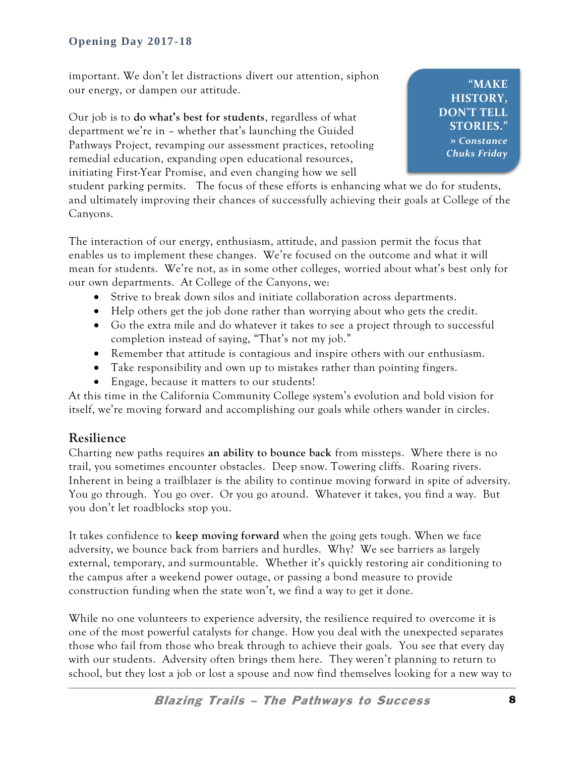important. We don't let distractions divert our attention, siphon our energy, or dampen our attitude.

> **"MAKE HISTORY, DON'T TELL STORIES."**
> *» Constance Chuks Friday*

Our job is to **do what's best for students**, regardless of what department we're in – whether that's launching the Guided Pathways Project, revamping our assessment practices, retooling remedial education, expanding open educational resources, initiating First-Year Promise, and even changing how we sell student parking permits. The focus of these efforts is enhancing what we do for students, and ultimately improving their chances of successfully achieving their goals at College of the Canyons.

The interaction of our energy, enthusiasm, attitude, and passion permit the focus that enables us to implement these changes. We're focused on the outcome and what it will mean for students. We're not, as in some other colleges, worried about what's best only for our own departments. At College of the Canyons, we:

- Strive to break down silos and initiate collaboration across departments.
- Help others get the job done rather than worrying about who gets the credit.
- Go the extra mile and do whatever it takes to see a project through to successful completion instead of saying, "That's not my job."
- Remember that attitude is contagious and inspire others with our enthusiasm.
- Take responsibility and own up to mistakes rather than pointing fingers.
- Engage, because it matters to our students!

At this time in the California Community College system's evolution and bold vision for itself, we're moving forward and accomplishing our goals while others wander in circles.

## Resilience

Charting new paths requires **an ability to bounce back** from missteps. Where there is no trail, you sometimes encounter obstacles. Deep snow. Towering cliffs. Roaring rivers. Inherent in being a trailblazer is the ability to continue moving forward in spite of adversity. You go through. You go over. Or you go around. Whatever it takes, you find a way. But you don't let roadblocks stop you.

It takes confidence to **keep moving forward** when the going gets tough. When we face adversity, we bounce back from barriers and hurdles. Why? We see barriers as largely external, temporary, and surmountable. Whether it's quickly restoring air conditioning to the campus after a weekend power outage, or passing a bond measure to provide construction funding when the state won't, we find a way to get it done.

While no one volunteers to experience adversity, the resilience required to overcome it is one of the most powerful catalysts for change. How you deal with the unexpected separates those who fail from those who break through to achieve their goals. You see that every day with our students. Adversity often brings them here. They weren't planning to return to school, but they lost a job or lost a spouse and now find themselves looking for a new way to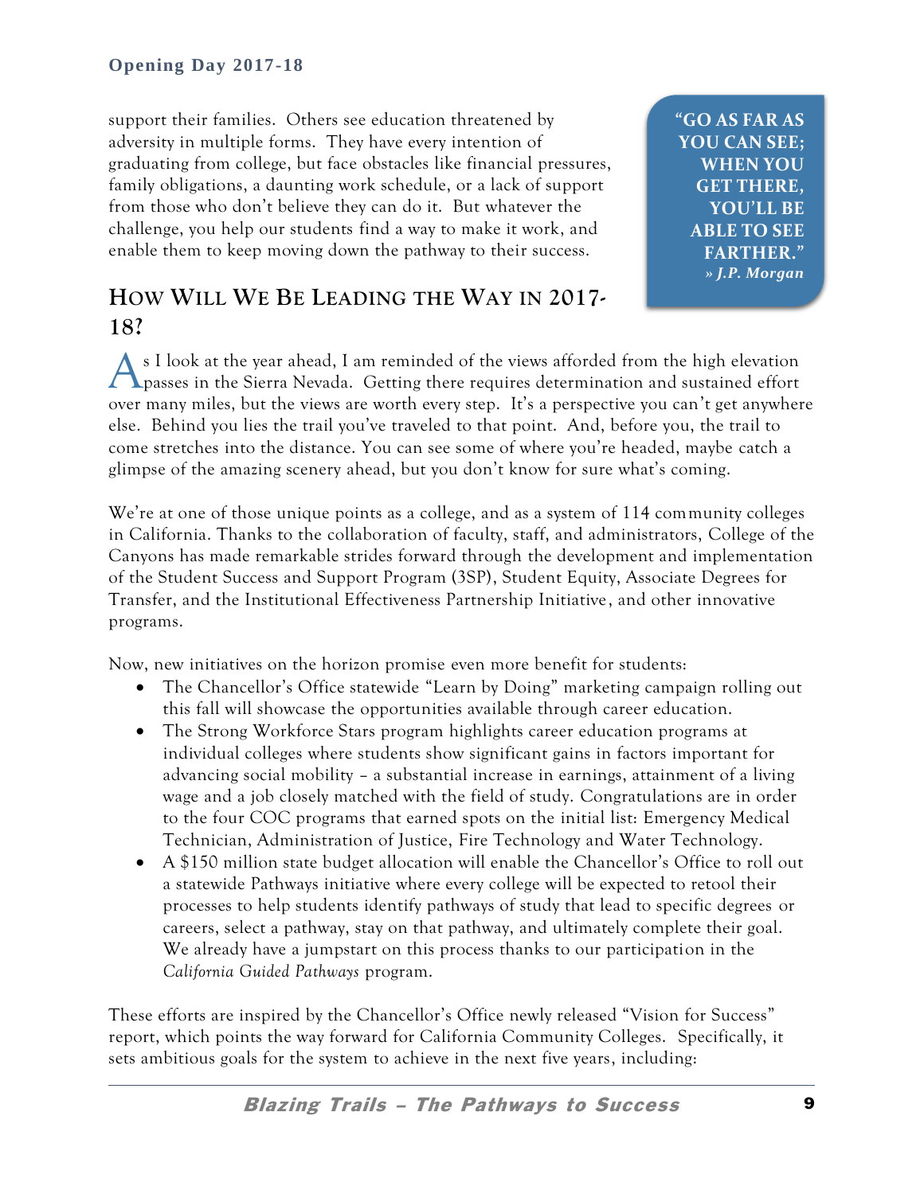support their families. Others see education threatened by adversity in multiple forms. They have every intention of graduating from college, but face obstacles like financial pressures, family obligations, a daunting work schedule, or a lack of support from those who don't believe they can do it. But whatever the challenge, you help our students find a way to make it work, and enable them to keep moving down the pathway to their success.

> **"GO AS FAR AS YOU CAN SEE; WHEN YOU GET THERE, YOU'LL BE ABLE TO SEE FARTHER."**
> *» J.P. Morgan*

## HOW WILL WE BE LEADING THE WAY IN 2017-18?

As I look at the year ahead, I am reminded of the views afforded from the high elevation passes in the Sierra Nevada. Getting there requires determination and sustained effort over many miles, but the views are worth every step. It's a perspective you can't get anywhere else. Behind you lies the trail you've traveled to that point. And, before you, the trail to come stretches into the distance. You can see some of where you're headed, maybe catch a glimpse of the amazing scenery ahead, but you don't know for sure what's coming.

We're at one of those unique points as a college, and as a system of 114 community colleges in California. Thanks to the collaboration of faculty, staff, and administrators, College of the Canyons has made remarkable strides forward through the development and implementation of the Student Success and Support Program (3SP), Student Equity, Associate Degrees for Transfer, and the Institutional Effectiveness Partnership Initiative, and other innovative programs.

Now, new initiatives on the horizon promise even more benefit for students:

- The Chancellor's Office statewide "Learn by Doing" marketing campaign rolling out this fall will showcase the opportunities available through career education.
- The Strong Workforce Stars program highlights career education programs at individual colleges where students show significant gains in factors important for advancing social mobility – a substantial increase in earnings, attainment of a living wage and a job closely matched with the field of study. Congratulations are in order to the four COC programs that earned spots on the initial list: Emergency Medical Technician, Administration of Justice, Fire Technology and Water Technology.
- A $150 million state budget allocation will enable the Chancellor's Office to roll out a statewide Pathways initiative where every college will be expected to retool their processes to help students identify pathways of study that lead to specific degrees or careers, select a pathway, stay on that pathway, and ultimately complete their goal. We already have a jumpstart on this process thanks to our participation in the *California Guided Pathways* program.

These efforts are inspired by the Chancellor's Office newly released "Vision for Success" report, which points the way forward for California Community Colleges. Specifically, it sets ambitious goals for the system to achieve in the next five years, including: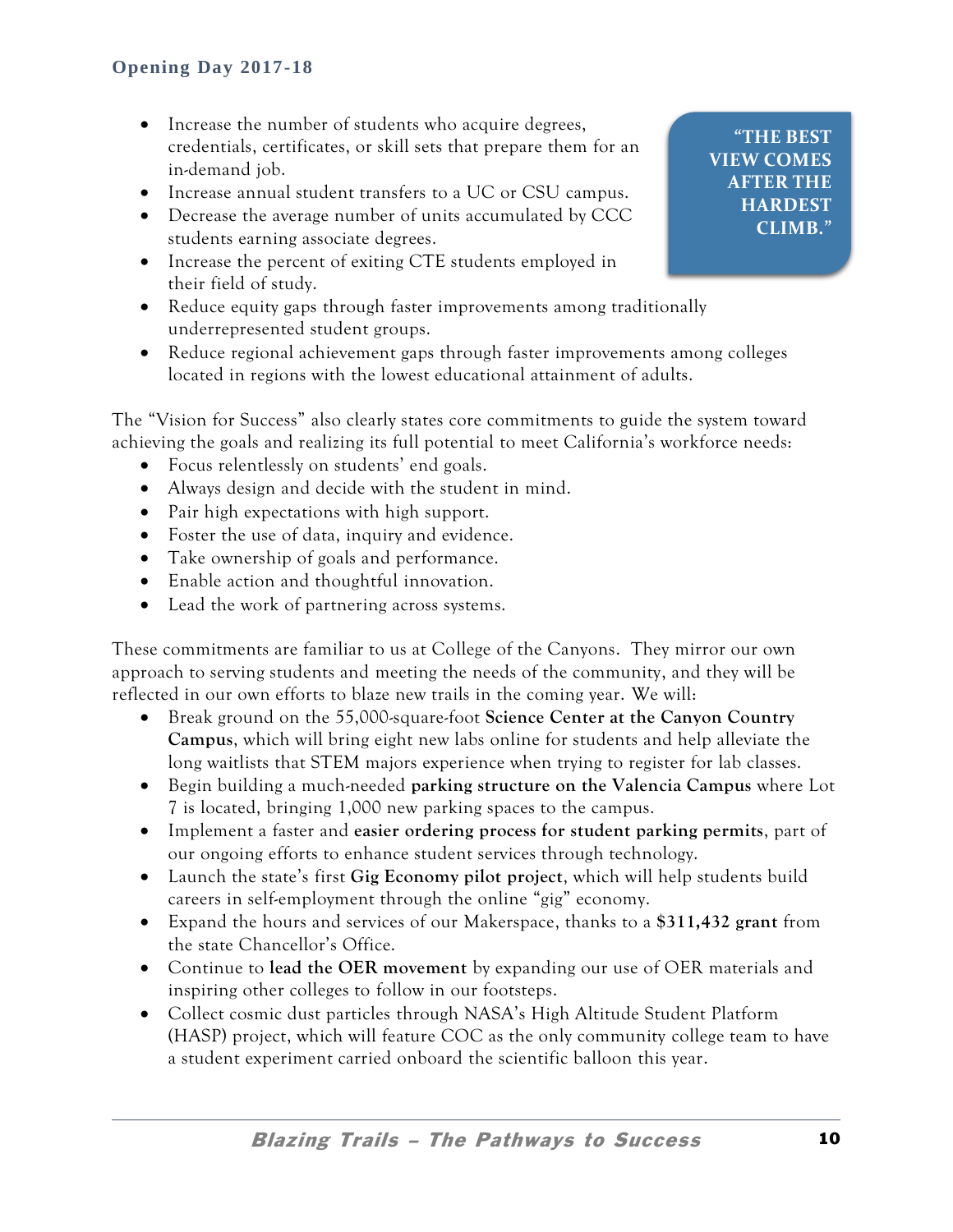- Increase the number of students who acquire degrees, credentials, certificates, or skill sets that prepare them for an in-demand job.
- Increase annual student transfers to a UC or CSU campus.
- Decrease the average number of units accumulated by CCC students earning associate degrees.
- Increase the percent of exiting CTE students employed in their field of study.
- Reduce equity gaps through faster improvements among traditionally underrepresented student groups.
- Reduce regional achievement gaps through faster improvements among colleges located in regions with the lowest educational attainment of adults.

**"THE BEST VIEW COMES AFTER THE HARDEST CLIMB."**

The "Vision for Success" also clearly states core commitments to guide the system toward achieving the goals and realizing its full potential to meet California's workforce needs:

- Focus relentlessly on students' end goals.
- Always design and decide with the student in mind.
- Pair high expectations with high support.
- Foster the use of data, inquiry and evidence.
- Take ownership of goals and performance.
- Enable action and thoughtful innovation.
- Lead the work of partnering across systems.

These commitments are familiar to us at College of the Canyons. They mirror our own approach to serving students and meeting the needs of the community, and they will be reflected in our own efforts to blaze new trails in the coming year. We will:

- Break ground on the 55,000-square-foot **Science Center at the Canyon Country Campus**, which will bring eight new labs online for students and help alleviate the long waitlists that STEM majors experience when trying to register for lab classes.
- Begin building a much-needed **parking structure on the Valencia Campus** where Lot 7 is located, bringing 1,000 new parking spaces to the campus.
- Implement a faster and **easier ordering process for student parking permits**, part of our ongoing efforts to enhance student services through technology.
- Launch the state's first **Gig Economy pilot project**, which will help students build careers in self-employment through the online "gig" economy.
- Expand the hours and services of our Makerspace, thanks to a **$311,432 grant** from the state Chancellor's Office.
- Continue to **lead the OER movement** by expanding our use of OER materials and inspiring other colleges to follow in our footsteps.
- Collect cosmic dust particles through NASA's High Altitude Student Platform (HASP) project, which will feature COC as the only community college team to have a student experiment carried onboard the scientific balloon this year.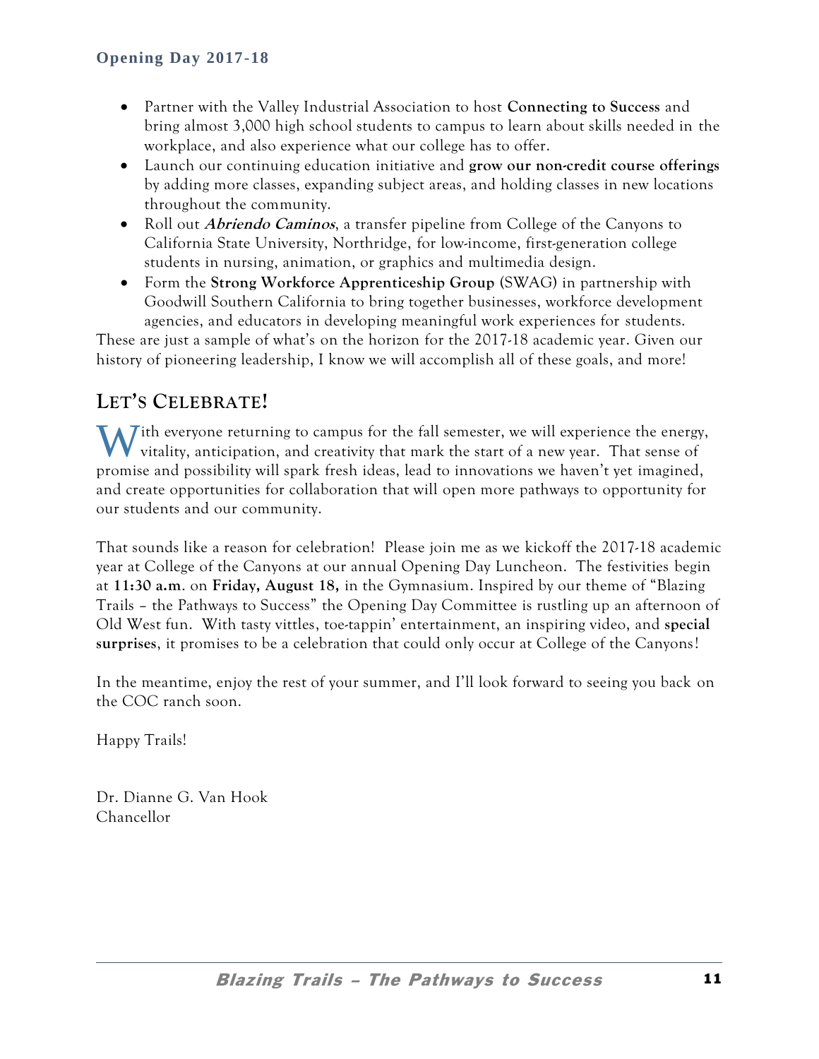- Partner with the Valley Industrial Association to host **Connecting to Success** and bring almost 3,000 high school students to campus to learn about skills needed in the workplace, and also experience what our college has to offer.
- Launch our continuing education initiative and **grow our non-credit course offerings** by adding more classes, expanding subject areas, and holding classes in new locations throughout the community.
- Roll out ***Abriendo Caminos***, a transfer pipeline from College of the Canyons to California State University, Northridge, for low-income, first-generation college students in nursing, animation, or graphics and multimedia design.
- Form the **Strong Workforce Apprenticeship Group** (SWAG) in partnership with Goodwill Southern California to bring together businesses, workforce development agencies, and educators in developing meaningful work experiences for students.

These are just a sample of what's on the horizon for the 2017-18 academic year. Given our history of pioneering leadership, I know we will accomplish all of these goals, and more!

## LET'S CELEBRATE!

With everyone returning to campus for the fall semester, we will experience the energy, vitality, anticipation, and creativity that mark the start of a new year. That sense of promise and possibility will spark fresh ideas, lead to innovations we haven't yet imagined, and create opportunities for collaboration that will open more pathways to opportunity for our students and our community.

That sounds like a reason for celebration! Please join me as we kickoff the 2017-18 academic year at College of the Canyons at our annual Opening Day Luncheon. The festivities begin at **11:30 a.m**. on **Friday, August 18,** in the Gymnasium. Inspired by our theme of "Blazing Trails – the Pathways to Success" the Opening Day Committee is rustling up an afternoon of Old West fun. With tasty vittles, toe-tappin' entertainment, an inspiring video, and **special surprises**, it promises to be a celebration that could only occur at College of the Canyons!

In the meantime, enjoy the rest of your summer, and I'll look forward to seeing you back on the COC ranch soon.

Happy Trails!

Dr. Dianne G. Van Hook
Chancellor